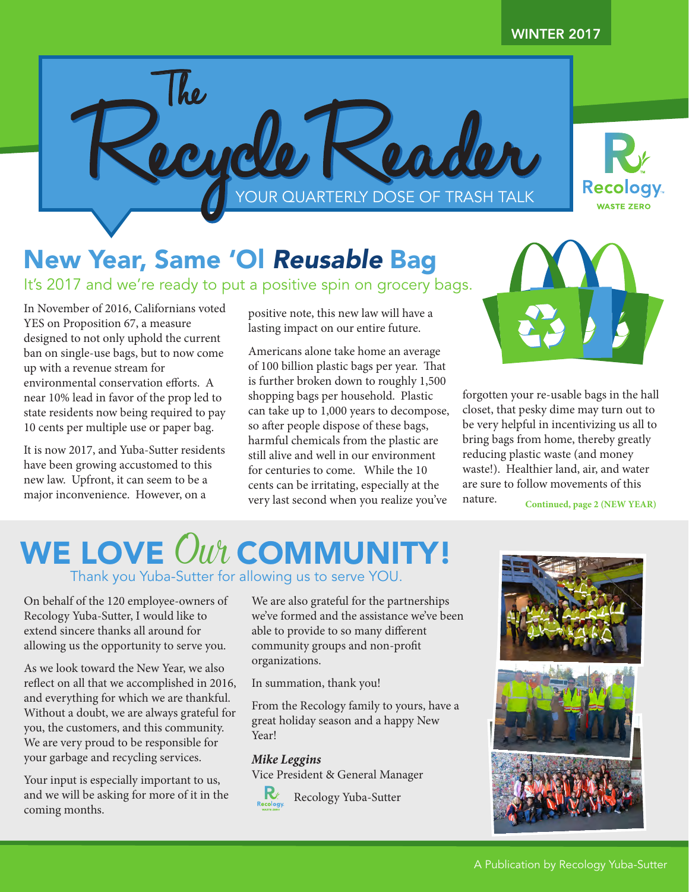WINTER 2017

# The Recycle Reader

YOUR QUARTERLY DOSE OF TRASH TALK

Recology. WASTE ZERO

## New Year, Same 'Ol *Reusable* Bag

It's 2017 and we're ready to put a positive spin on grocery bags.

In November of 2016, Californians voted YES on Proposition 67, a measure designed to not only uphold the current ban on single-use bags, but to now come up with a revenue stream for environmental conservation efforts. A near 10% lead in favor of the prop led to state residents now being required to pay 10 cents per multiple use or paper bag.

It is now 2017, and Yuba-Sutter residents have been growing accustomed to this new law. Upfront, it can seem to be a major inconvenience. However, on a positive note, this new law will have a lasting impact on our entire future.

Americans alone take home an average of 100 billion plastic bags per year. That is further broken down to roughly 1,500 shopping bags per household. Plastic can take up to 1,000 years to decompose, so after people dispose of these bags, harmful chemicals from the plastic are still alive and well in our environment for centuries to come. While the 10 cents can be irritating, especially at the very last second when you realize you've forgotten your re-usable bags in the hall closet, that pesky dime may turn out to be very helpful in incentivizing us all to bring bags from home, thereby greatly reducing plastic waste (and money waste!). Healthier land, air, and water are sure to follow movements of this nature.

**Continued, page 2 (NEW YEAR)**

## WE LOVE *Our* COMMUNITY!

Thank you Yuba-Sutter for allowing us to serve YOU.

On behalf of the 120 employee-owners of Recology Yuba-Sutter, I would like to extend sincere thanks all around for allowing us the opportunity to serve you.

As we look toward the New Year, we also reflect on all that we accomplished in 2016, and everything for which we are thankful. Without a doubt, we are always grateful for you, the customers, and this community. We are very proud to be responsible for your garbage and recycling services.

Your input is especially important to us, and we will be asking for more of it in the coming months.

We are also grateful for the partnerships we've formed and the assistance we've been able to provide to so many different community groups and non-profit organizations.

In summation, thank you!

From the Recology family to yours, have a great holiday season and a happy New Year!

***Mike Leggins***
Vice President & General Manager
Recology Yuba-Sutter

A Publication by Recology Yuba-Sutter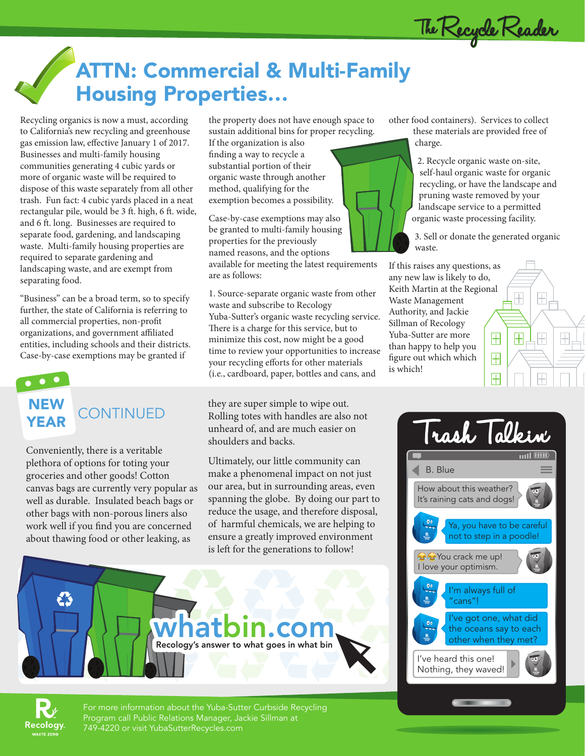# ATTN: Commercial & Multi-Family Housing Properties…

Recycling organics is now a must, according to California's new recycling and greenhouse gas emission law, effective January 1 of 2017. Businesses and multi-family housing communities generating 4 cubic yards or more of organic waste will be required to dispose of this waste separately from all other trash. Fun fact: 4 cubic yards placed in a neat rectangular pile, would be 3 ft. high, 6 ft. wide, and 6 ft. long. Businesses are required to separate food, gardening, and landscaping waste. Multi-family housing properties are required to separate gardening and landscaping waste, and are exempt from separating food.

"Business" can be a broad term, so to specify further, the state of California is referring to all commercial properties, non-profit organizations, and government affiliated entities, including schools and their districts. Case-by-case exemptions may be granted if the property does not have enough space to sustain additional bins for proper recycling. If the organization is also finding a way to recycle a substantial portion of their organic waste through another method, qualifying for the exemption becomes a possibility.

Case-by-case exemptions may also be granted to multi-family housing properties for the previously named reasons, and the options available for meeting the latest requirements are as follows:

1. Source-separate organic waste from other waste and subscribe to Recology Yuba-Sutter's organic waste recycling service. There is a charge for this service, but to minimize this cost, now might be a good time to review your opportunities to increase your recycling efforts for other materials (i.e., cardboard, paper, bottles and cans, and other food containers). Services to collect these materials are provided free of charge.

2. Recycle organic waste on-site, self-haul organic waste for organic recycling, or have the landscape and pruning waste removed by your landscape service to a permitted organic waste processing facility.

3. Sell or donate the generated organic waste.

If this raises any questions, as any new law is likely to do, Keith Martin at the Regional Waste Management Authority, and Jackie Sillman of Recology Yuba-Sutter are more than happy to help you figure out which which is which!

## NEW YEAR CONTINUED

Conveniently, there is a veritable plethora of options for toting your groceries and other goods! Cotton canvas bags are currently very popular as well as durable. Insulated beach bags or other bags with non-porous liners also work well if you find you are concerned about thawing food or other leaking, as they are super simple to wipe out. Rolling totes with handles are also not unheard of, and are much easier on shoulders and backs.

Ultimately, our little community can make a phenomenal impact on not just our area, but in surrounding areas, even spanning the globe. By doing our part to reduce the usage, and therefore disposal, of harmful chemicals, we are helping to ensure a greatly improved environment is left for the generations to follow!

**whatbin.com**
Recology's answer to what goes in what bin

## Trash Talkin'

B. Blue

How about this weather? It's raining cats and dogs!

Ya, you have to be careful not to step in a poodle!

😂😂You crack me up! I love your optimism.

I'm always full of "cans"!

I've got one, what did the oceans say to each other when they met?

I've heard this one! Nothing, they waved!

For more information about the Yuba-Sutter Curbside Recycling Program call Public Relations Manager, Jackie Sillman at 749-4220 or visit YubaSutterRecycles.com